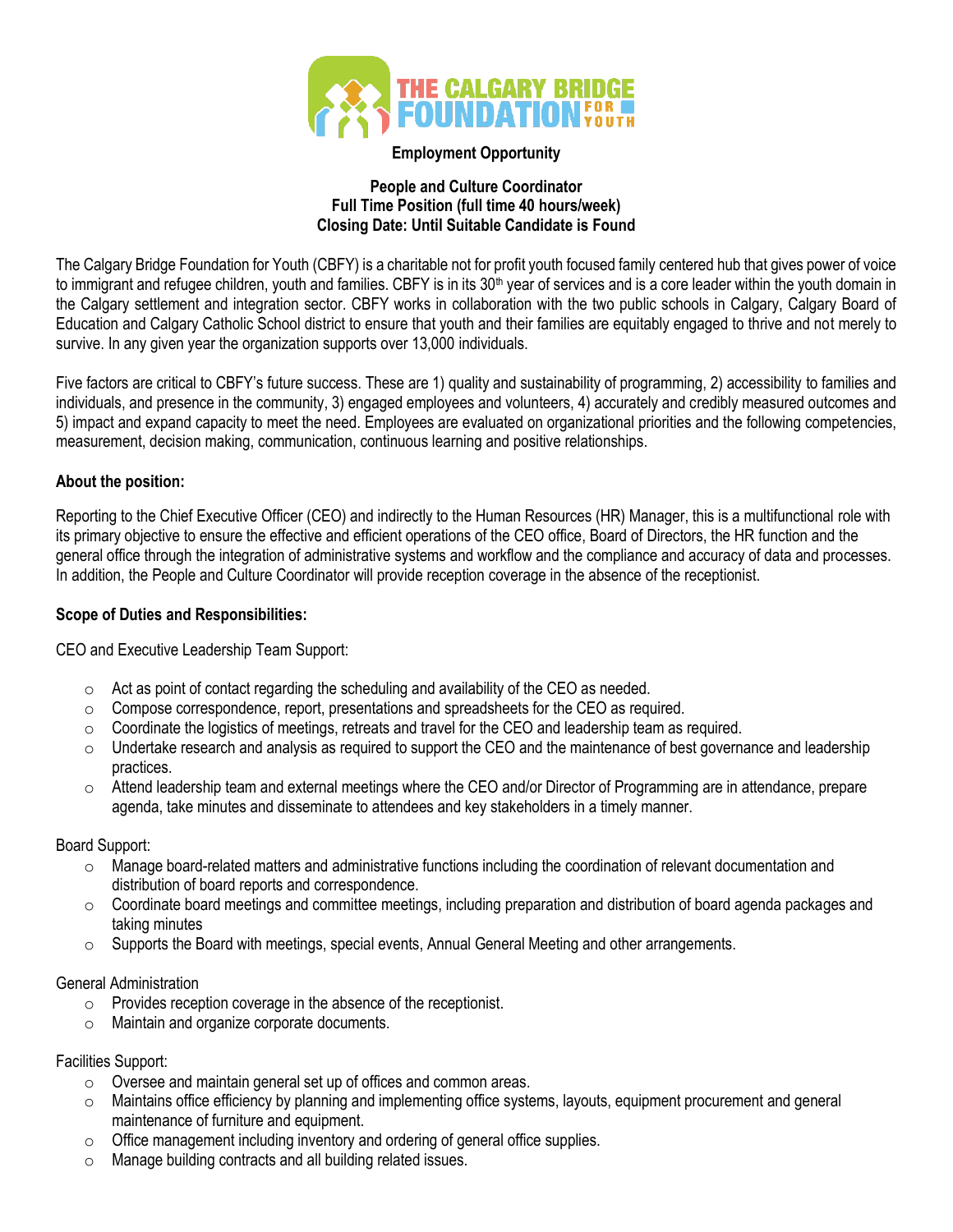**Employment Opportunity**

**People and Culture Coordinator**
**Full Time Position (full time 40 hours/week)**
**Closing Date: Until Suitable Candidate is Found**

The Calgary Bridge Foundation for Youth (CBFY) is a charitable not for profit youth focused family centered hub that gives power of voice to immigrant and refugee children, youth and families. CBFY is in its 30th year of services and is a core leader within the youth domain in the Calgary settlement and integration sector. CBFY works in collaboration with the two public schools in Calgary, Calgary Board of Education and Calgary Catholic School district to ensure that youth and their families are equitably engaged to thrive and not merely to survive. In any given year the organization supports over 13,000 individuals.

Five factors are critical to CBFY's future success. These are 1) quality and sustainability of programming, 2) accessibility to families and individuals, and presence in the community, 3) engaged employees and volunteers, 4) accurately and credibly measured outcomes and 5) impact and expand capacity to meet the need. Employees are evaluated on organizational priorities and the following competencies, measurement, decision making, communication, continuous learning and positive relationships.

**About the position:**

Reporting to the Chief Executive Officer (CEO) and indirectly to the Human Resources (HR) Manager, this is a multifunctional role with its primary objective to ensure the effective and efficient operations of the CEO office, Board of Directors, the HR function and the general office through the integration of administrative systems and workflow and the compliance and accuracy of data and processes. In addition, the People and Culture Coordinator will provide reception coverage in the absence of the receptionist.

**Scope of Duties and Responsibilities:**

CEO and Executive Leadership Team Support:

- Act as point of contact regarding the scheduling and availability of the CEO as needed.
- Compose correspondence, report, presentations and spreadsheets for the CEO as required.
- Coordinate the logistics of meetings, retreats and travel for the CEO and leadership team as required.
- Undertake research and analysis as required to support the CEO and the maintenance of best governance and leadership practices.
- Attend leadership team and external meetings where the CEO and/or Director of Programming are in attendance, prepare agenda, take minutes and disseminate to attendees and key stakeholders in a timely manner.

Board Support:

- Manage board-related matters and administrative functions including the coordination of relevant documentation and distribution of board reports and correspondence.
- Coordinate board meetings and committee meetings, including preparation and distribution of board agenda packages and taking minutes
- Supports the Board with meetings, special events, Annual General Meeting and other arrangements.

General Administration

- Provides reception coverage in the absence of the receptionist.
- Maintain and organize corporate documents.

Facilities Support:

- Oversee and maintain general set up of offices and common areas.
- Maintains office efficiency by planning and implementing office systems, layouts, equipment procurement and general maintenance of furniture and equipment.
- Office management including inventory and ordering of general office supplies.
- Manage building contracts and all building related issues.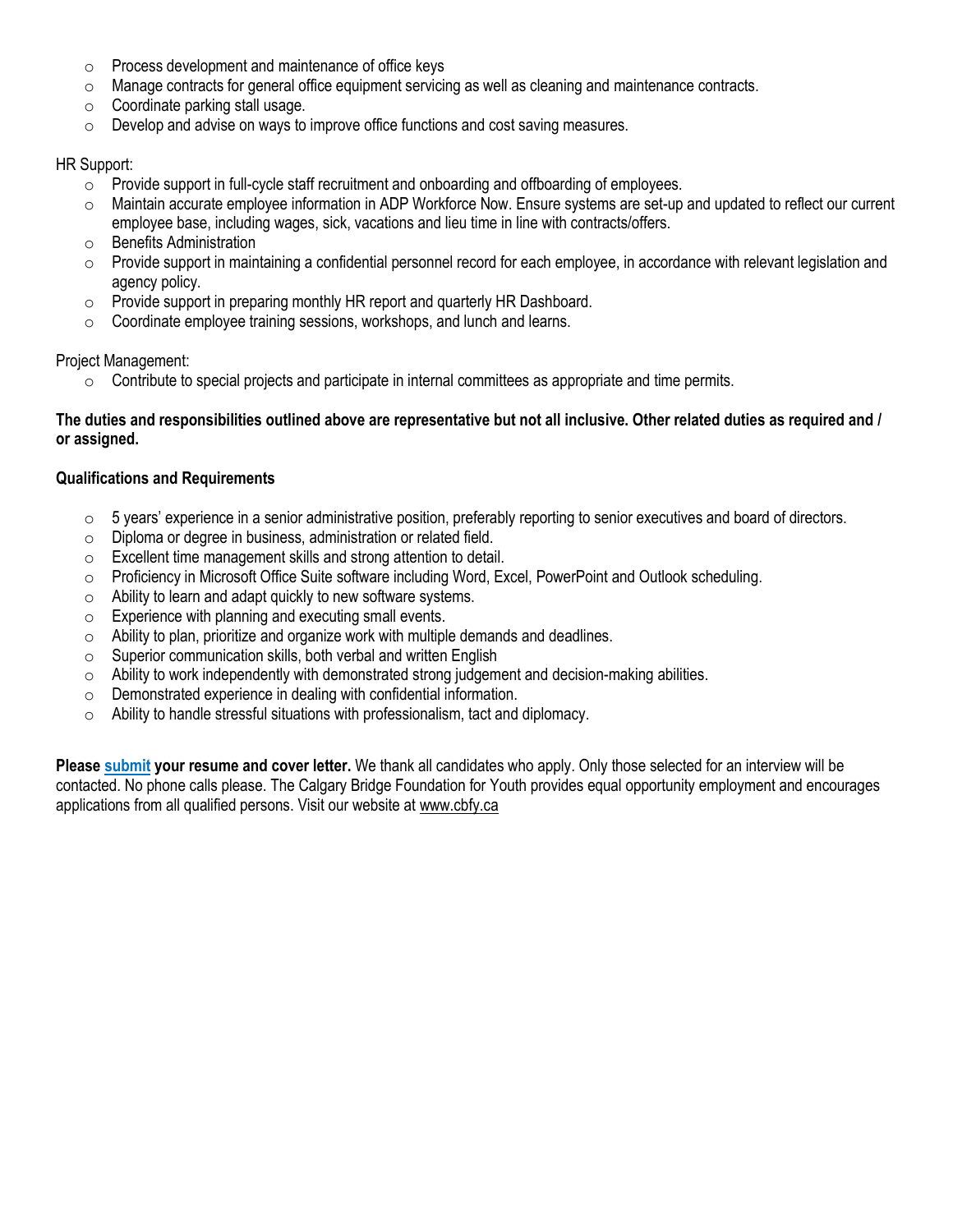- Process development and maintenance of office keys
- Manage contracts for general office equipment servicing as well as cleaning and maintenance contracts.
- Coordinate parking stall usage.
- Develop and advise on ways to improve office functions and cost saving measures.

HR Support:

- Provide support in full-cycle staff recruitment and onboarding and offboarding of employees.
- Maintain accurate employee information in ADP Workforce Now. Ensure systems are set-up and updated to reflect our current employee base, including wages, sick, vacations and lieu time in line with contracts/offers.
- Benefits Administration
- Provide support in maintaining a confidential personnel record for each employee, in accordance with relevant legislation and agency policy.
- Provide support in preparing monthly HR report and quarterly HR Dashboard.
- Coordinate employee training sessions, workshops, and lunch and learns.

Project Management:

- Contribute to special projects and participate in internal committees as appropriate and time permits.

**The duties and responsibilities outlined above are representative but not all inclusive. Other related duties as required and / or assigned.**

**Qualifications and Requirements**

- 5 years' experience in a senior administrative position, preferably reporting to senior executives and board of directors.
- Diploma or degree in business, administration or related field.
- Excellent time management skills and strong attention to detail.
- Proficiency in Microsoft Office Suite software including Word, Excel, PowerPoint and Outlook scheduling.
- Ability to learn and adapt quickly to new software systems.
- Experience with planning and executing small events.
- Ability to plan, prioritize and organize work with multiple demands and deadlines.
- Superior communication skills, both verbal and written English
- Ability to work independently with demonstrated strong judgement and decision-making abilities.
- Demonstrated experience in dealing with confidential information.
- Ability to handle stressful situations with professionalism, tact and diplomacy.

**Please submit your resume and cover letter.** We thank all candidates who apply. Only those selected for an interview will be contacted. No phone calls please. The Calgary Bridge Foundation for Youth provides equal opportunity employment and encourages applications from all qualified persons. Visit our website at www.cbfy.ca